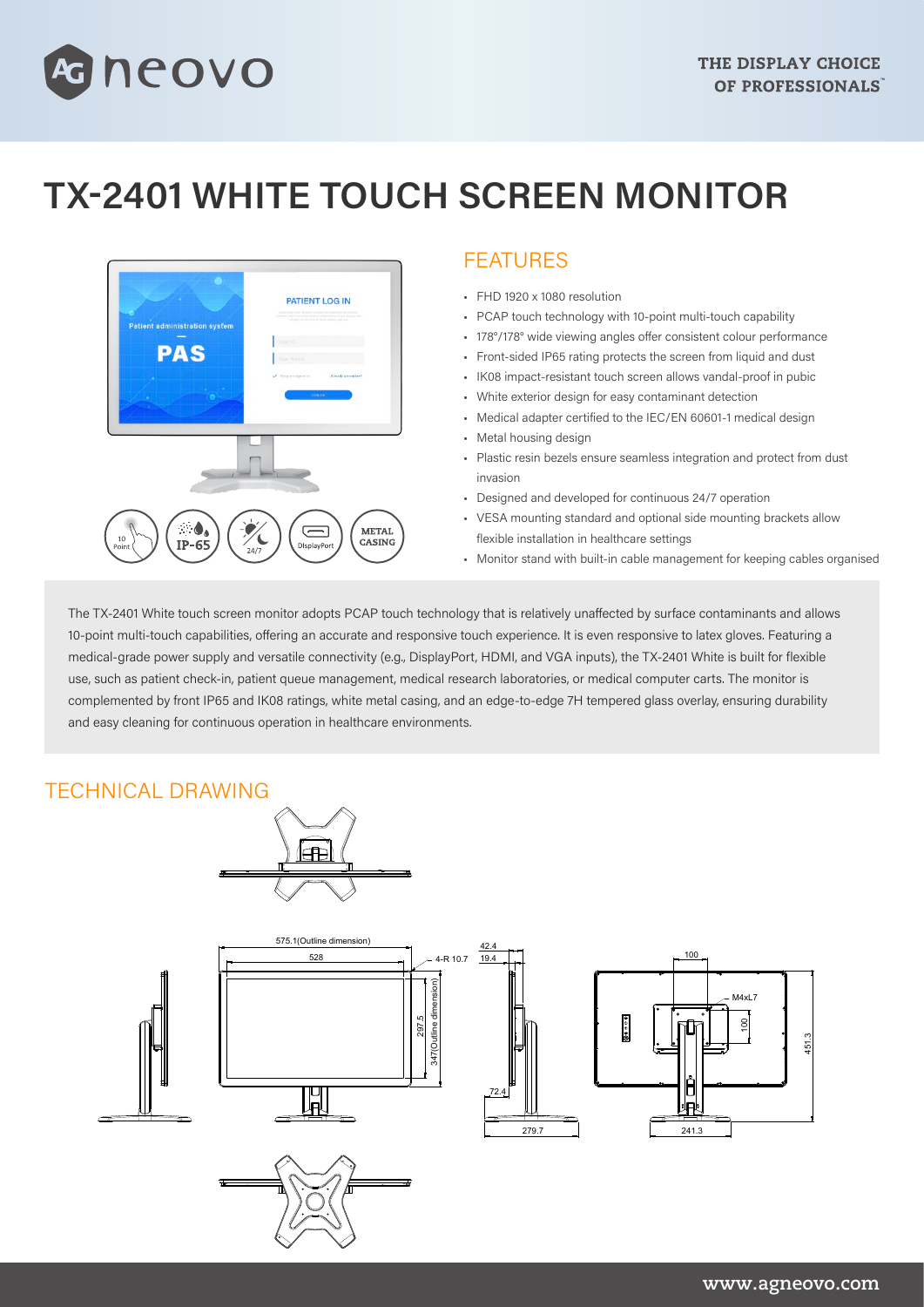# TX-2401 WHITE TOUCH SCREEN MONITOR

## FEATURES

- FHD 1920 x 1080 resolution
- PCAP touch technology with 10-point multi-touch capability
- 178°/178° wide viewing angles offer consistent colour performance
- Front-sided IP65 rating protects the screen from liquid and dust
- IK08 impact-resistant touch screen allows vandal-proof in pubic
- White exterior design for easy contaminant detection
- Medical adapter certified to the IEC/EN 60601-1 medical design
- Metal housing design
- Plastic resin bezels ensure seamless integration and protect from dust invasion
- Designed and developed for continuous 24/7 operation
- VESA mounting standard and optional side mounting brackets allow flexible installation in healthcare settings
- Monitor stand with built-in cable management for keeping cables organised

The TX-2401 White touch screen monitor adopts PCAP touch technology that is relatively unaffected by surface contaminants and allows 10-point multi-touch capabilities, offering an accurate and responsive touch experience. It is even responsive to latex gloves. Featuring a medical-grade power supply and versatile connectivity (e.g., DisplayPort, HDMI, and VGA inputs), the TX-2401 White is built for flexible use, such as patient check-in, patient queue management, medical research laboratories, or medical computer carts. The monitor is complemented by front IP65 and IK08 ratings, white metal casing, and an edge-to-edge 7H tempered glass overlay, ensuring durability and easy cleaning for continuous operation in healthcare environments.

## TECHNICAL DRAWING

575.1(Outline dimension)
528
4-R 10.7
297.5
347(Outline dimension)
42.4
19.4
72.4
279.7
100
M4xL7
100
451.3
241.3

www.agneovo.com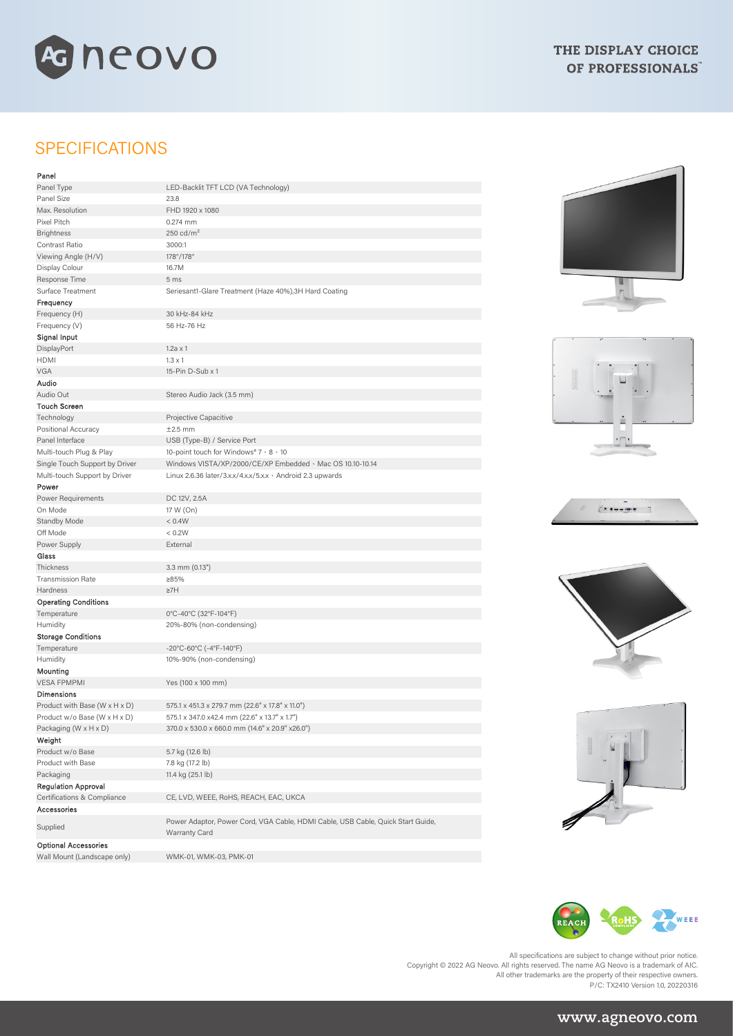# SPECIFICATIONS

| | |
|---|---|
| **Panel** | |
| Panel Type | LED-Backlit TFT LCD (VA Technology) |
| Panel Size | 23.8 |
| Max. Resolution | FHD 1920 x 1080 |
| Pixel Pitch | 0.274 mm |
| Brightness | 250 cd/m² |
| Contrast Ratio | 3000:1 |
| Viewing Angle (H/V) | 178°/178° |
| Display Colour | 16.7M |
| Response Time | 5 ms |
| Surface Treatment | Seriesant1-Glare Treatment (Haze 40%),3H Hard Coating |
| **Frequency** | |
| Frequency (H) | 30 kHz-84 kHz |
| Frequency (V) | 56 Hz-76 Hz |
| **Signal Input** | |
| DisplayPort | 1.2a x 1 |
| HDMI | 1.3 x 1 |
| VGA | 15-Pin D-Sub x 1 |
| **Audio** | |
| Audio Out | Stereo Audio Jack (3.5 mm) |
| **Touch Screen** | |
| Technology | Projective Capacitive |
| Positional Accuracy | ±2.5 mm |
| Panel Interface | USB (Type-B) / Service Port |
| Multi-touch Plug & Play | 10-point touch for Windows® 7、8、10 |
| Single Touch Support by Driver | Windows VISTA/XP/2000/CE/XP Embedded、Mac OS 10.10-10.14 |
| Multi-touch Support by Driver | Linux 2.6.36 later/3.x.x/4.x.x/5.x.x、Android 2.3 upwards |
| **Power** | |
| Power Requirements | DC 12V, 2.5A |
| On Mode | 17 W (On) |
| Standby Mode | < 0.4W |
| Off Mode | < 0.2W |
| Power Supply | External |
| **Glass** | |
| Thickness | 3.3 mm (0.13") |
| Transmission Rate | ≥85% |
| Hardness | ≥7H |
| **Operating Conditions** | |
| Temperature | 0°C-40°C (32°F-104°F) |
| Humidity | 20%-80% (non-condensing) |
| **Storage Conditions** | |
| Temperature | -20°C-60°C (-4°F-140°F) |
| Humidity | 10%-90% (non-condensing) |
| **Mounting** | |
| VESA FPMPMI | Yes (100 x 100 mm) |
| **Dimensions** | |
| Product with Base (W x H x D) | 575.1 x 451.3 x 279.7 mm (22.6" x 17.8" x 11.0") |
| Product w/o Base (W x H x D) | 575.1 x 347.0 x42.4 mm (22.6" x 13.7" x 1.7") |
| Packaging (W x H x D) | 370.0 x 530.0 x 660.0 mm (14.6" x 20.9" x26.0") |
| **Weight** | |
| Product w/o Base | 5.7 kg (12.6 lb) |
| Product with Base | 7.8 kg (17.2 lb) |
| Packaging | 11.4 kg (25.1 lb) |
| **Regulation Approval** | |
| Certifications & Compliance | CE, LVD, WEEE, RoHS, REACH, EAC, UKCA |
| **Accessories** | |
| Supplied | Power Adaptor, Power Cord, VGA Cable, HDMI Cable, USB Cable, Quick Start Guide, Warranty Card |
| **Optional Accessories** | |
| Wall Mount (Landscape only) | WMK-01, WMK-03, PMK-01 |

All specifications are subject to change without prior notice.
Copyright © 2022 AG Neovo. All rights reserved. The name AG Neovo is a trademark of AIC.
All other trademarks are the property of their respective owners.
P/C: TX2410 Version 1.0, 20220316